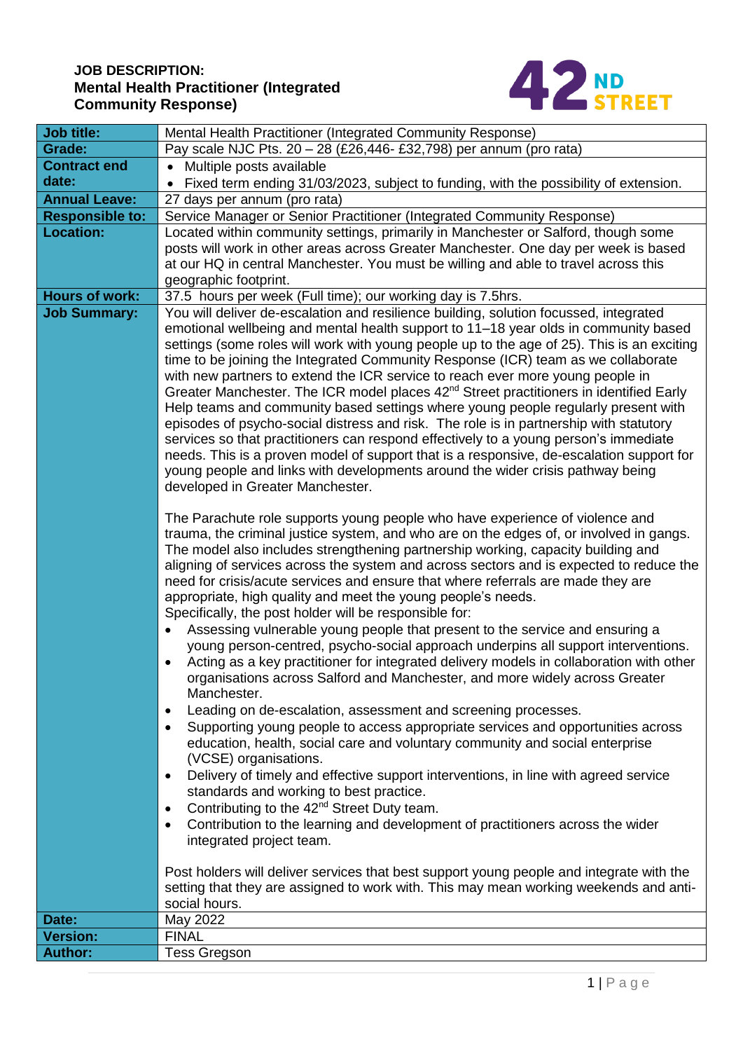# JOB DESCRIPTION:
# Mental Health Practitioner (Integrated Community Response)

| **Job title:** | Mental Health Practitioner (Integrated Community Response) |
|---|---|
| **Grade:** | Pay scale NJC Pts. 20 – 28 (£26,446- £32,798) per annum (pro rata) |
| **Contract end date:** | • Multiple posts available<br>• Fixed term ending 31/03/2023, subject to funding, with the possibility of extension. |
| **Annual Leave:** | 27 days per annum (pro rata) |
| **Responsible to:** | Service Manager or Senior Practitioner (Integrated Community Response) |
| **Location:** | Located within community settings, primarily in Manchester or Salford, though some posts will work in other areas across Greater Manchester. One day per week is based at our HQ in central Manchester. You must be willing and able to travel across this geographic footprint. |
| **Hours of work:** | 37.5 hours per week (Full time); our working day is 7.5hrs. |
| **Job Summary:** | You will deliver de-escalation and resilience building, solution focussed, integrated emotional wellbeing and mental health support to 11–18 year olds in community based settings (some roles will work with young people up to the age of 25). This is an exciting time to be joining the Integrated Community Response (ICR) team as we collaborate with new partners to extend the ICR service to reach ever more young people in Greater Manchester. The ICR model places 42nd Street practitioners in identified Early Help teams and community based settings where young people regularly present with episodes of psycho-social distress and risk. The role is in partnership with statutory services so that practitioners can respond effectively to a young person's immediate needs. This is a proven model of support that is a responsive, de-escalation support for young people and links with developments around the wider crisis pathway being developed in Greater Manchester.<br><br>The Parachute role supports young people who have experience of violence and trauma, the criminal justice system, and who are on the edges of, or involved in gangs. The model also includes strengthening partnership working, capacity building and aligning of services across the system and across sectors and is expected to reduce the need for crisis/acute services and ensure that where referrals are made they are appropriate, high quality and meet the young people's needs.<br>Specifically, the post holder will be responsible for:<br>• Assessing vulnerable young people that present to the service and ensuring a young person-centred, psycho-social approach underpins all support interventions.<br>• Acting as a key practitioner for integrated delivery models in collaboration with other organisations across Salford and Manchester, and more widely across Greater Manchester.<br>• Leading on de-escalation, assessment and screening processes.<br>• Supporting young people to access appropriate services and opportunities across education, health, social care and voluntary community and social enterprise (VCSE) organisations.<br>• Delivery of timely and effective support interventions, in line with agreed service standards and working to best practice.<br>• Contributing to the 42nd Street Duty team.<br>• Contribution to the learning and development of practitioners across the wider integrated project team.<br><br>Post holders will deliver services that best support young people and integrate with the setting that they are assigned to work with. This may mean working weekends and anti-social hours. |
| **Date:** | May 2022 |
| **Version:** | FINAL |
| **Author:** | Tess Gregson |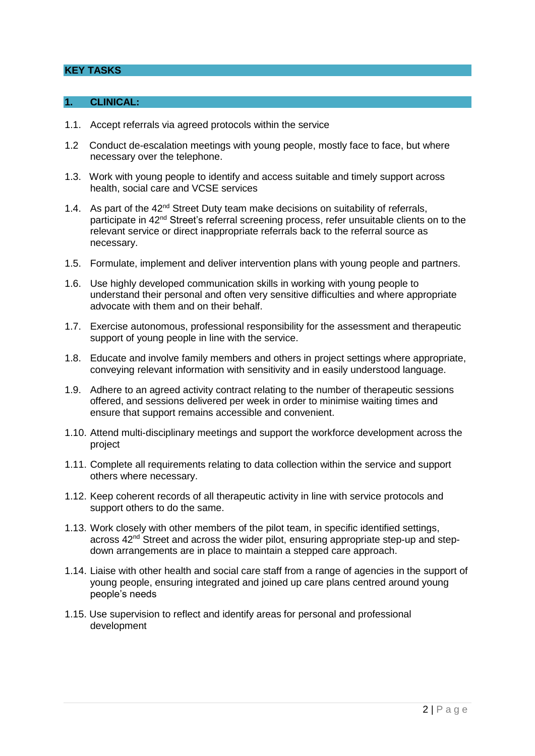## KEY TASKS

### 1. CLINICAL:

1.1. Accept referrals via agreed protocols within the service

1.2 Conduct de-escalation meetings with young people, mostly face to face, but where necessary over the telephone.

1.3. Work with young people to identify and access suitable and timely support across health, social care and VCSE services

1.4. As part of the 42nd Street Duty team make decisions on suitability of referrals, participate in 42nd Street's referral screening process, refer unsuitable clients on to the relevant service or direct inappropriate referrals back to the referral source as necessary.

1.5. Formulate, implement and deliver intervention plans with young people and partners.

1.6. Use highly developed communication skills in working with young people to understand their personal and often very sensitive difficulties and where appropriate advocate with them and on their behalf.

1.7. Exercise autonomous, professional responsibility for the assessment and therapeutic support of young people in line with the service.

1.8. Educate and involve family members and others in project settings where appropriate, conveying relevant information with sensitivity and in easily understood language.

1.9. Adhere to an agreed activity contract relating to the number of therapeutic sessions offered, and sessions delivered per week in order to minimise waiting times and ensure that support remains accessible and convenient.

1.10. Attend multi-disciplinary meetings and support the workforce development across the project

1.11. Complete all requirements relating to data collection within the service and support others where necessary.

1.12. Keep coherent records of all therapeutic activity in line with service protocols and support others to do the same.

1.13. Work closely with other members of the pilot team, in specific identified settings, across 42nd Street and across the wider pilot, ensuring appropriate step-up and step-down arrangements are in place to maintain a stepped care approach.

1.14. Liaise with other health and social care staff from a range of agencies in the support of young people, ensuring integrated and joined up care plans centred around young people's needs

1.15. Use supervision to reflect and identify areas for personal and professional development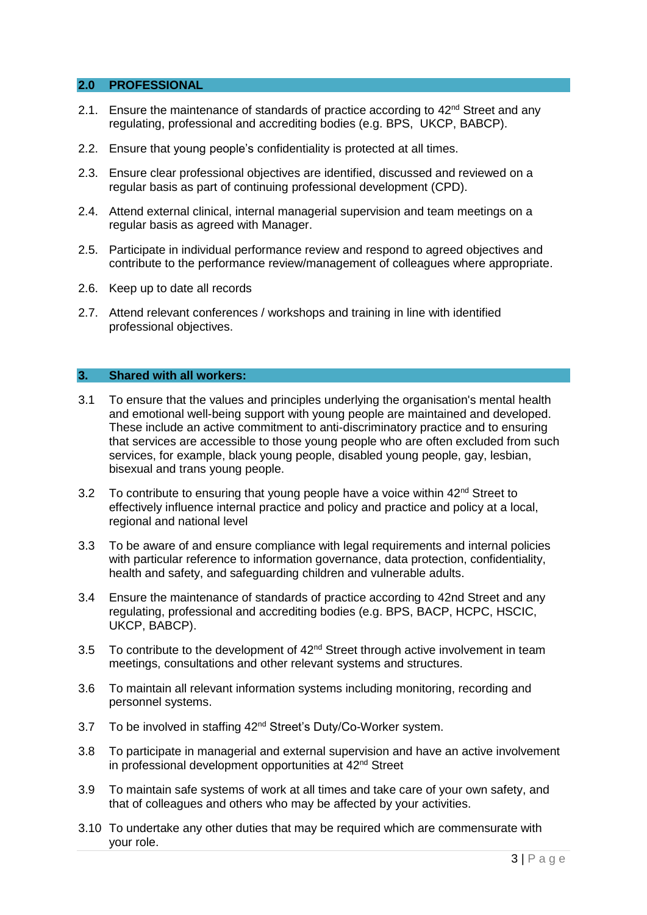## 2.0 PROFESSIONAL

2.1. Ensure the maintenance of standards of practice according to 42nd Street and any regulating, professional and accrediting bodies (e.g. BPS, UKCP, BABCP).

2.2. Ensure that young people's confidentiality is protected at all times.

2.3. Ensure clear professional objectives are identified, discussed and reviewed on a regular basis as part of continuing professional development (CPD).

2.4. Attend external clinical, internal managerial supervision and team meetings on a regular basis as agreed with Manager.

2.5. Participate in individual performance review and respond to agreed objectives and contribute to the performance review/management of colleagues where appropriate.

2.6. Keep up to date all records

2.7. Attend relevant conferences / workshops and training in line with identified professional objectives.

## 3. Shared with all workers:

3.1 To ensure that the values and principles underlying the organisation's mental health and emotional well-being support with young people are maintained and developed. These include an active commitment to anti-discriminatory practice and to ensuring that services are accessible to those young people who are often excluded from such services, for example, black young people, disabled young people, gay, lesbian, bisexual and trans young people.

3.2 To contribute to ensuring that young people have a voice within 42nd Street to effectively influence internal practice and policy and practice and policy at a local, regional and national level

3.3 To be aware of and ensure compliance with legal requirements and internal policies with particular reference to information governance, data protection, confidentiality, health and safety, and safeguarding children and vulnerable adults.

3.4 Ensure the maintenance of standards of practice according to 42nd Street and any regulating, professional and accrediting bodies (e.g. BPS, BACP, HCPC, HSCIC, UKCP, BABCP).

3.5 To contribute to the development of 42nd Street through active involvement in team meetings, consultations and other relevant systems and structures.

3.6 To maintain all relevant information systems including monitoring, recording and personnel systems.

3.7 To be involved in staffing 42nd Street's Duty/Co-Worker system.

3.8 To participate in managerial and external supervision and have an active involvement in professional development opportunities at 42nd Street

3.9 To maintain safe systems of work at all times and take care of your own safety, and that of colleagues and others who may be affected by your activities.

3.10 To undertake any other duties that may be required which are commensurate with your role.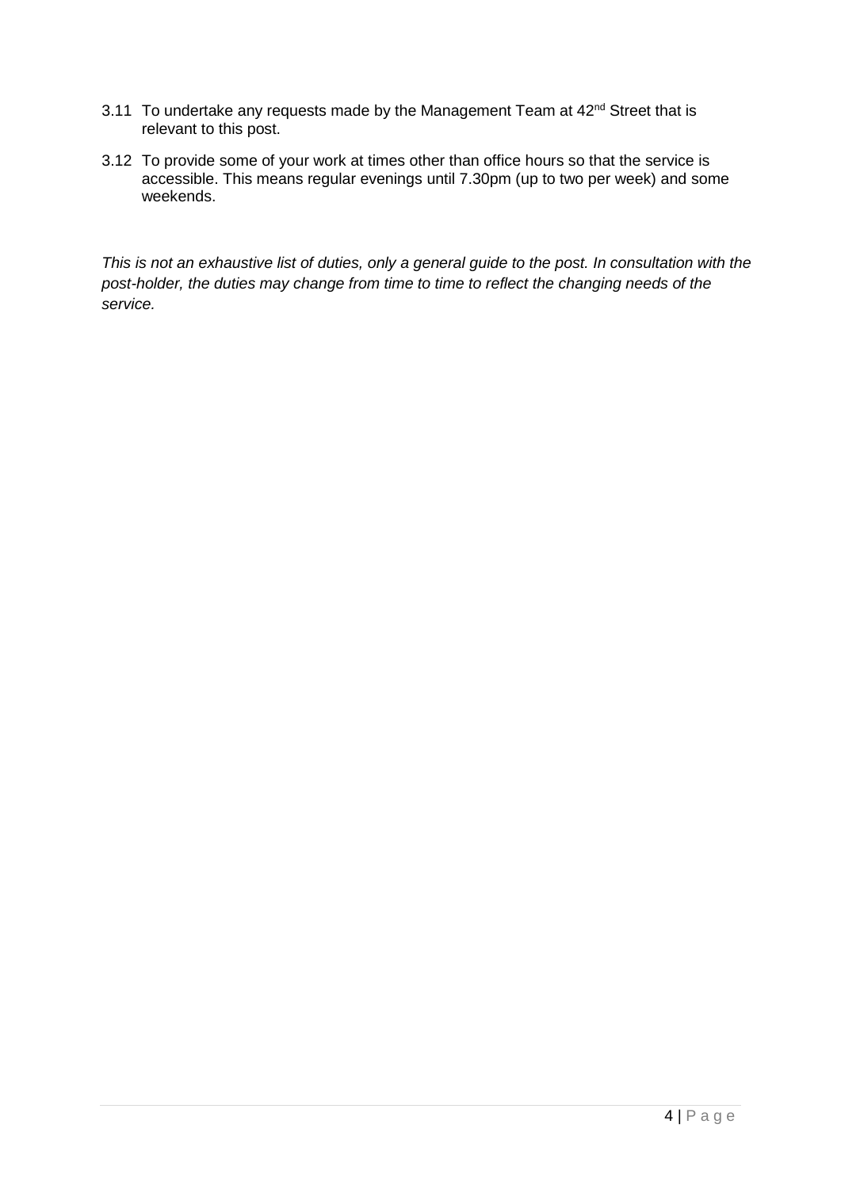3.11 To undertake any requests made by the Management Team at 42nd Street that is relevant to this post.

3.12 To provide some of your work at times other than office hours so that the service is accessible. This means regular evenings until 7.30pm (up to two per week) and some weekends.

*This is not an exhaustive list of duties, only a general guide to the post. In consultation with the post-holder, the duties may change from time to time to reflect the changing needs of the service.*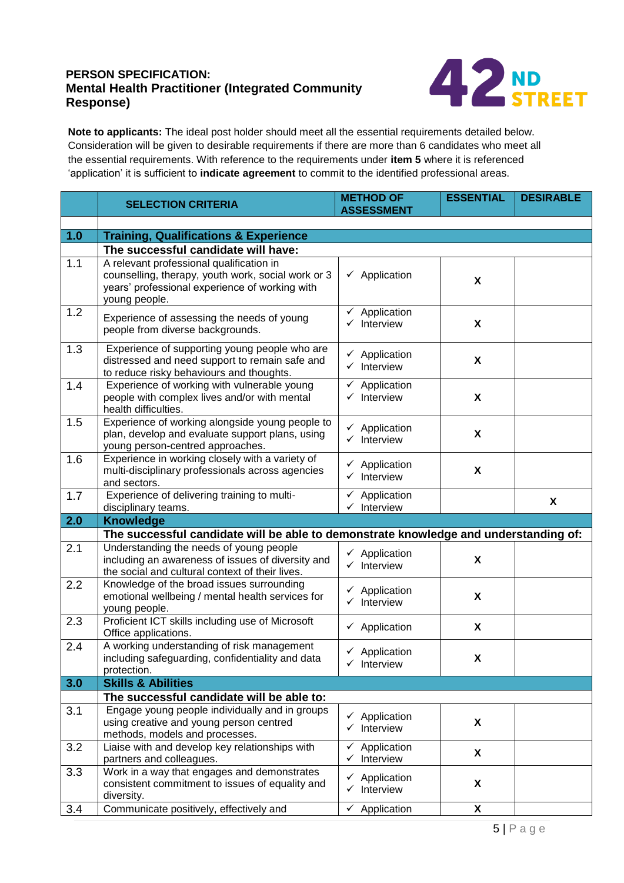**PERSON SPECIFICATION:**
**Mental Health Practitioner (Integrated Community Response)**

42ND STREET

**Note to applicants:** The ideal post holder should meet all the essential requirements detailed below. Consideration will be given to desirable requirements if there are more than 6 candidates who meet all the essential requirements. With reference to the requirements under **item 5** where it is referenced 'application' it is sufficient to **indicate agreement** to commit to the identified professional areas.

| | SELECTION CRITERIA | METHOD OF ASSESSMENT | ESSENTIAL | DESIRABLE |
|---|---|---|---|---|
| **1.0** | **Training, Qualifications & Experience** | | | |
| | **The successful candidate will have:** | | | |
| 1.1 | A relevant professional qualification in counselling, therapy, youth work, social work or 3 years' professional experience of working with young people. | ✓ Application | X | |
| 1.2 | Experience of assessing the needs of young people from diverse backgrounds. | ✓ Application ✓ Interview | X | |
| 1.3 | Experience of supporting young people who are distressed and need support to remain safe and to reduce risky behaviours and thoughts. | ✓ Application ✓ Interview | X | |
| 1.4 | Experience of working with vulnerable young people with complex lives and/or with mental health difficulties. | ✓ Application ✓ Interview | X | |
| 1.5 | Experience of working alongside young people to plan, develop and evaluate support plans, using young person-centred approaches. | ✓ Application ✓ Interview | X | |
| 1.6 | Experience in working closely with a variety of multi-disciplinary professionals across agencies and sectors. | ✓ Application ✓ Interview | X | |
| 1.7 | Experience of delivering training to multi-disciplinary teams. | ✓ Application ✓ Interview | | X |
| **2.0** | **Knowledge** | | | |
| | **The successful candidate will be able to demonstrate knowledge and understanding of:** | | | |
| 2.1 | Understanding the needs of young people including an awareness of issues of diversity and the social and cultural context of their lives. | ✓ Application ✓ Interview | X | |
| 2.2 | Knowledge of the broad issues surrounding emotional wellbeing / mental health services for young people. | ✓ Application ✓ Interview | X | |
| 2.3 | Proficient ICT skills including use of Microsoft Office applications. | ✓ Application | X | |
| 2.4 | A working understanding of risk management including safeguarding, confidentiality and data protection. | ✓ Application ✓ Interview | X | |
| **3.0** | **Skills & Abilities** | | | |
| | **The successful candidate will be able to:** | | | |
| 3.1 | Engage young people individually and in groups using creative and young person centred methods, models and processes. | ✓ Application ✓ Interview | X | |
| 3.2 | Liaise with and develop key relationships with partners and colleagues. | ✓ Application ✓ Interview | X | |
| 3.3 | Work in a way that engages and demonstrates consistent commitment to issues of equality and diversity. | ✓ Application ✓ Interview | X | |
| 3.4 | Communicate positively, effectively and | ✓ Application | X | |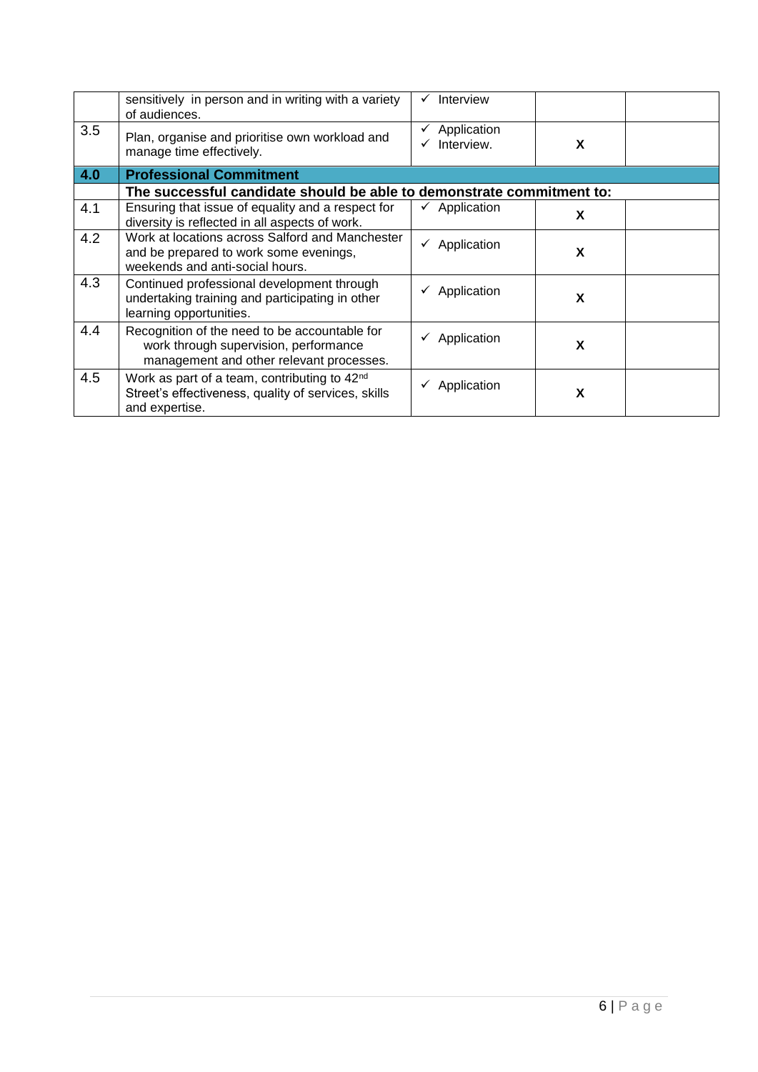| | | | | |
|---|---|---|---|---|
| | sensitively in person and in writing with a variety of audiences. | ✓ Interview | | |
| 3.5 | Plan, organise and prioritise own workload and manage time effectively. | ✓ Application ✓ Interview. | X | |
| **4.0** | **Professional Commitment** | | | |
| | **The successful candidate should be able to demonstrate commitment to:** | | | |
| 4.1 | Ensuring that issue of equality and a respect for diversity is reflected in all aspects of work. | ✓ Application | X | |
| 4.2 | Work at locations across Salford and Manchester and be prepared to work some evenings, weekends and anti-social hours. | ✓ Application | X | |
| 4.3 | Continued professional development through undertaking training and participating in other learning opportunities. | ✓ Application | X | |
| 4.4 | Recognition of the need to be accountable for work through supervision, performance management and other relevant processes. | ✓ Application | X | |
| 4.5 | Work as part of a team, contributing to 42nd Street's effectiveness, quality of services, skills and expertise. | ✓ Application | X | |